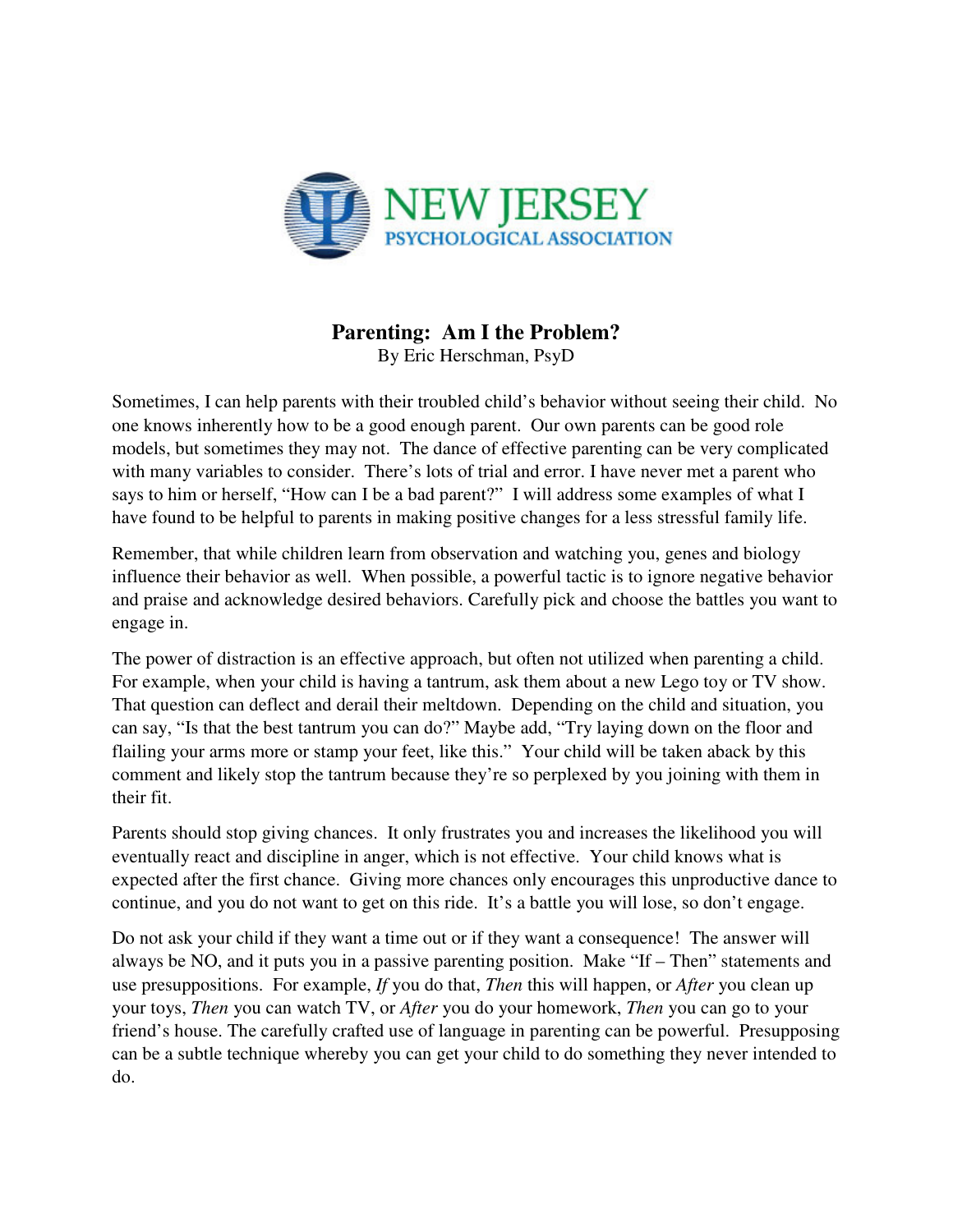NEW JERSEY PSYCHOLOGICAL ASSOCIATION

# Parenting: Am I the Problem?

By Eric Herschman, PsyD

Sometimes, I can help parents with their troubled child's behavior without seeing their child. No one knows inherently how to be a good enough parent. Our own parents can be good role models, but sometimes they may not. The dance of effective parenting can be very complicated with many variables to consider. There's lots of trial and error. I have never met a parent who says to him or herself, "How can I be a bad parent?" I will address some examples of what I have found to be helpful to parents in making positive changes for a less stressful family life.

Remember, that while children learn from observation and watching you, genes and biology influence their behavior as well. When possible, a powerful tactic is to ignore negative behavior and praise and acknowledge desired behaviors. Carefully pick and choose the battles you want to engage in.

The power of distraction is an effective approach, but often not utilized when parenting a child. For example, when your child is having a tantrum, ask them about a new Lego toy or TV show. That question can deflect and derail their meltdown. Depending on the child and situation, you can say, "Is that the best tantrum you can do?" Maybe add, "Try laying down on the floor and flailing your arms more or stamp your feet, like this." Your child will be taken aback by this comment and likely stop the tantrum because they're so perplexed by you joining with them in their fit.

Parents should stop giving chances. It only frustrates you and increases the likelihood you will eventually react and discipline in anger, which is not effective. Your child knows what is expected after the first chance. Giving more chances only encourages this unproductive dance to continue, and you do not want to get on this ride. It's a battle you will lose, so don't engage.

Do not ask your child if they want a time out or if they want a consequence! The answer will always be NO, and it puts you in a passive parenting position. Make "If – Then" statements and use presuppositions. For example, *If* you do that, *Then* this will happen, or *After* you clean up your toys, *Then* you can watch TV, or *After* you do your homework, *Then* you can go to your friend's house. The carefully crafted use of language in parenting can be powerful. Presupposing can be a subtle technique whereby you can get your child to do something they never intended to do.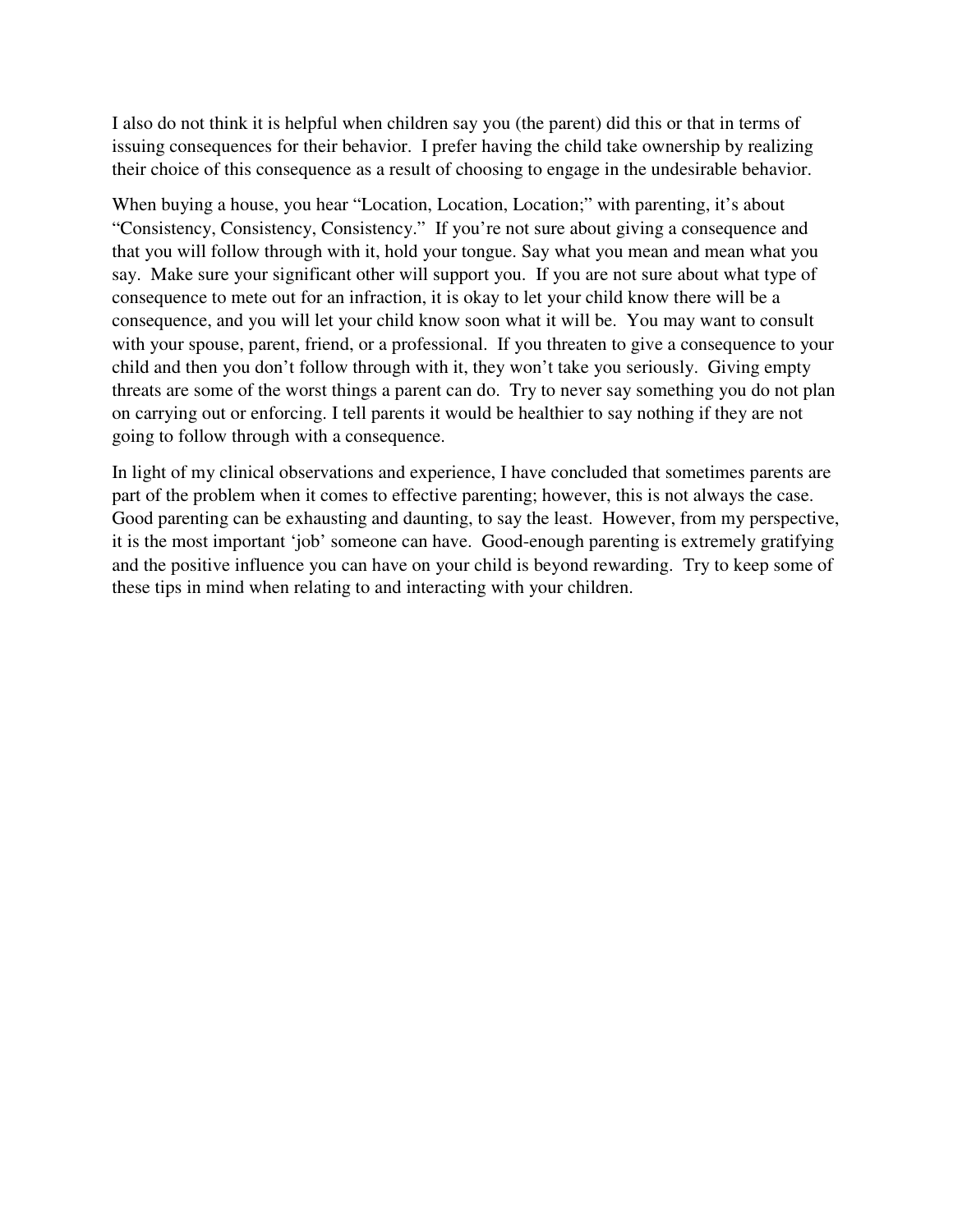I also do not think it is helpful when children say you (the parent) did this or that in terms of issuing consequences for their behavior. I prefer having the child take ownership by realizing their choice of this consequence as a result of choosing to engage in the undesirable behavior.

When buying a house, you hear "Location, Location, Location;" with parenting, it's about "Consistency, Consistency, Consistency." If you're not sure about giving a consequence and that you will follow through with it, hold your tongue. Say what you mean and mean what you say. Make sure your significant other will support you. If you are not sure about what type of consequence to mete out for an infraction, it is okay to let your child know there will be a consequence, and you will let your child know soon what it will be. You may want to consult with your spouse, parent, friend, or a professional. If you threaten to give a consequence to your child and then you don't follow through with it, they won't take you seriously. Giving empty threats are some of the worst things a parent can do. Try to never say something you do not plan on carrying out or enforcing. I tell parents it would be healthier to say nothing if they are not going to follow through with a consequence.

In light of my clinical observations and experience, I have concluded that sometimes parents are part of the problem when it comes to effective parenting; however, this is not always the case. Good parenting can be exhausting and daunting, to say the least. However, from my perspective, it is the most important 'job' someone can have. Good-enough parenting is extremely gratifying and the positive influence you can have on your child is beyond rewarding. Try to keep some of these tips in mind when relating to and interacting with your children.